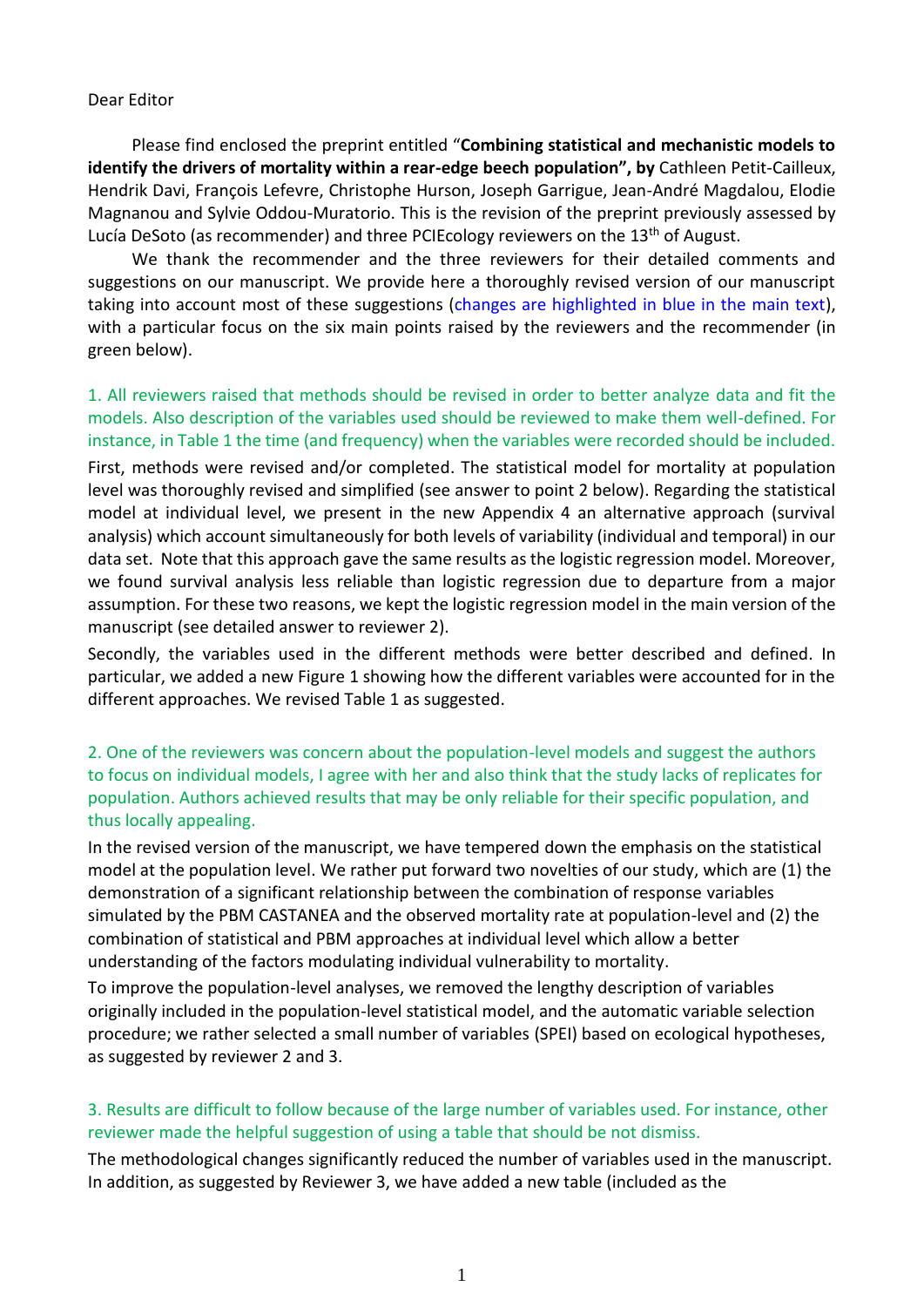Dear Editor

Please find enclosed the preprint entitled "**Combining statistical and mechanistic models to identify the drivers of mortality within a rear-edge beech population", by** Cathleen Petit-Cailleux, Hendrik Davi, François Lefevre, Christophe Hurson, Joseph Garrigue, Jean-André Magdalou, Elodie Magnanou and Sylvie Oddou-Muratorio. This is the revision of the preprint previously assessed by Lucía DeSoto (as recommender) and three PCIEcology reviewers on the 13th of August.

We thank the recommender and the three reviewers for their detailed comments and suggestions on our manuscript. We provide here a thoroughly revised version of our manuscript taking into account most of these suggestions (changes are highlighted in blue in the main text), with a particular focus on the six main points raised by the reviewers and the recommender (in green below).

1. All reviewers raised that methods should be revised in order to better analyze data and fit the models. Also description of the variables used should be reviewed to make them well-defined. For instance, in Table 1 the time (and frequency) when the variables were recorded should be included.

First, methods were revised and/or completed. The statistical model for mortality at population level was thoroughly revised and simplified (see answer to point 2 below). Regarding the statistical model at individual level, we present in the new Appendix 4 an alternative approach (survival analysis) which account simultaneously for both levels of variability (individual and temporal) in our data set. Note that this approach gave the same results as the logistic regression model. Moreover, we found survival analysis less reliable than logistic regression due to departure from a major assumption. For these two reasons, we kept the logistic regression model in the main version of the manuscript (see detailed answer to reviewer 2).

Secondly, the variables used in the different methods were better described and defined. In particular, we added a new Figure 1 showing how the different variables were accounted for in the different approaches. We revised Table 1 as suggested.

2. One of the reviewers was concern about the population-level models and suggest the authors to focus on individual models, I agree with her and also think that the study lacks of replicates for population. Authors achieved results that may be only reliable for their specific population, and thus locally appealing.

In the revised version of the manuscript, we have tempered down the emphasis on the statistical model at the population level. We rather put forward two novelties of our study, which are (1) the demonstration of a significant relationship between the combination of response variables simulated by the PBM CASTANEA and the observed mortality rate at population-level and (2) the combination of statistical and PBM approaches at individual level which allow a better understanding of the factors modulating individual vulnerability to mortality.

To improve the population-level analyses, we removed the lengthy description of variables originally included in the population-level statistical model, and the automatic variable selection procedure; we rather selected a small number of variables (SPEI) based on ecological hypotheses, as suggested by reviewer 2 and 3.

3. Results are difficult to follow because of the large number of variables used. For instance, other reviewer made the helpful suggestion of using a table that should be not dismiss.

The methodological changes significantly reduced the number of variables used in the manuscript. In addition, as suggested by Reviewer 3, we have added a new table (included as the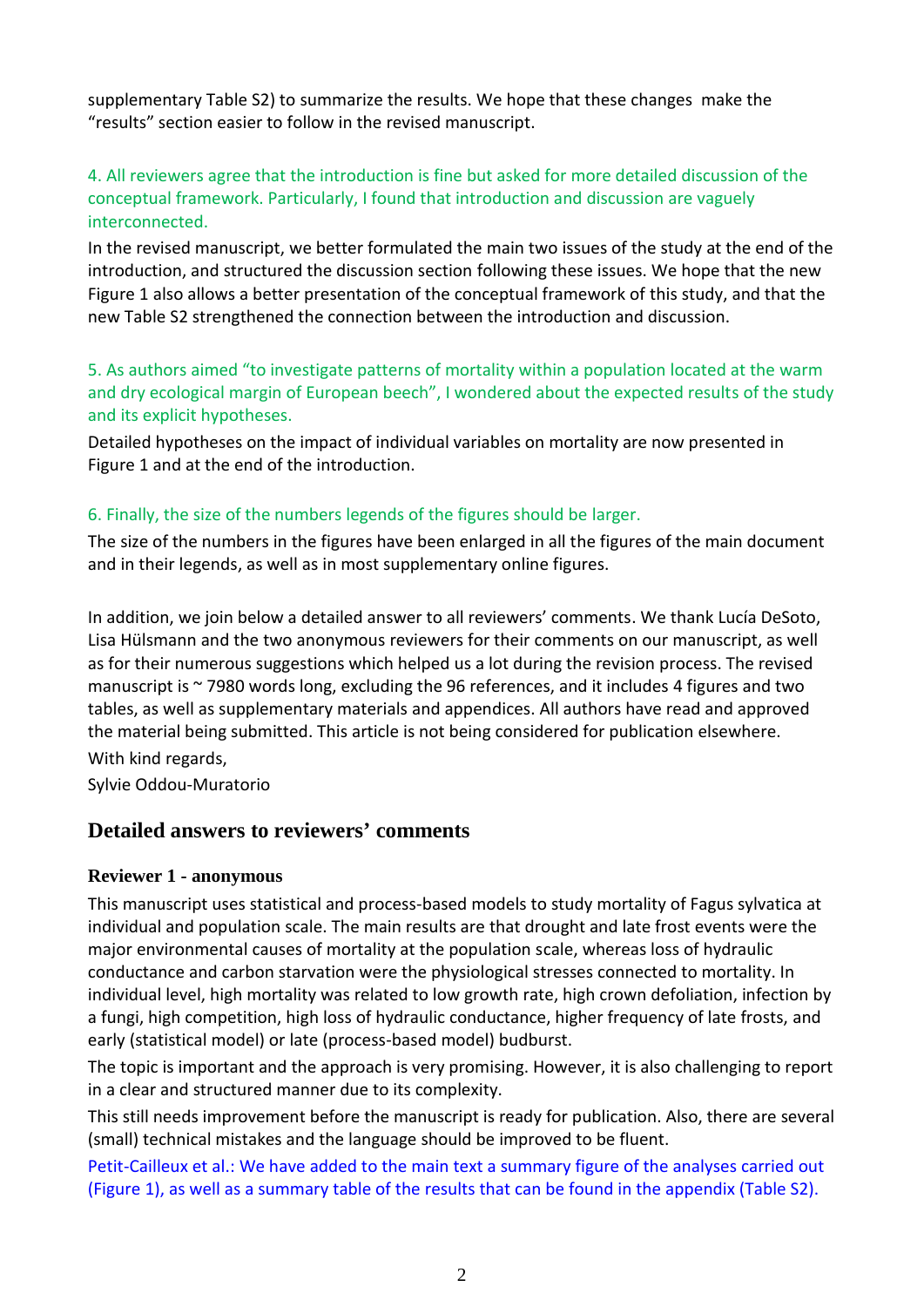supplementary Table S2) to summarize the results. We hope that these changes make the "results" section easier to follow in the revised manuscript.

4. All reviewers agree that the introduction is fine but asked for more detailed discussion of the conceptual framework. Particularly, I found that introduction and discussion are vaguely interconnected.

In the revised manuscript, we better formulated the main two issues of the study at the end of the introduction, and structured the discussion section following these issues. We hope that the new Figure 1 also allows a better presentation of the conceptual framework of this study, and that the new Table S2 strengthened the connection between the introduction and discussion.

5. As authors aimed "to investigate patterns of mortality within a population located at the warm and dry ecological margin of European beech", I wondered about the expected results of the study and its explicit hypotheses.

Detailed hypotheses on the impact of individual variables on mortality are now presented in Figure 1 and at the end of the introduction.

6. Finally, the size of the numbers legends of the figures should be larger.

The size of the numbers in the figures have been enlarged in all the figures of the main document and in their legends, as well as in most supplementary online figures.

In addition, we join below a detailed answer to all reviewers' comments. We thank Lucía DeSoto, Lisa Hülsmann and the two anonymous reviewers for their comments on our manuscript, as well as for their numerous suggestions which helped us a lot during the revision process. The revised manuscript is ~ 7980 words long, excluding the 96 references, and it includes 4 figures and two tables, as well as supplementary materials and appendices. All authors have read and approved the material being submitted. This article is not being considered for publication elsewhere.

With kind regards,

Sylvie Oddou-Muratorio

## Detailed answers to reviewers' comments

### Reviewer 1 - anonymous

This manuscript uses statistical and process-based models to study mortality of Fagus sylvatica at individual and population scale. The main results are that drought and late frost events were the major environmental causes of mortality at the population scale, whereas loss of hydraulic conductance and carbon starvation were the physiological stresses connected to mortality. In individual level, high mortality was related to low growth rate, high crown defoliation, infection by a fungi, high competition, high loss of hydraulic conductance, higher frequency of late frosts, and early (statistical model) or late (process-based model) budburst.

The topic is important and the approach is very promising. However, it is also challenging to report in a clear and structured manner due to its complexity.

This still needs improvement before the manuscript is ready for publication. Also, there are several (small) technical mistakes and the language should be improved to be fluent.

Petit-Cailleux et al.: We have added to the main text a summary figure of the analyses carried out (Figure 1), as well as a summary table of the results that can be found in the appendix (Table S2).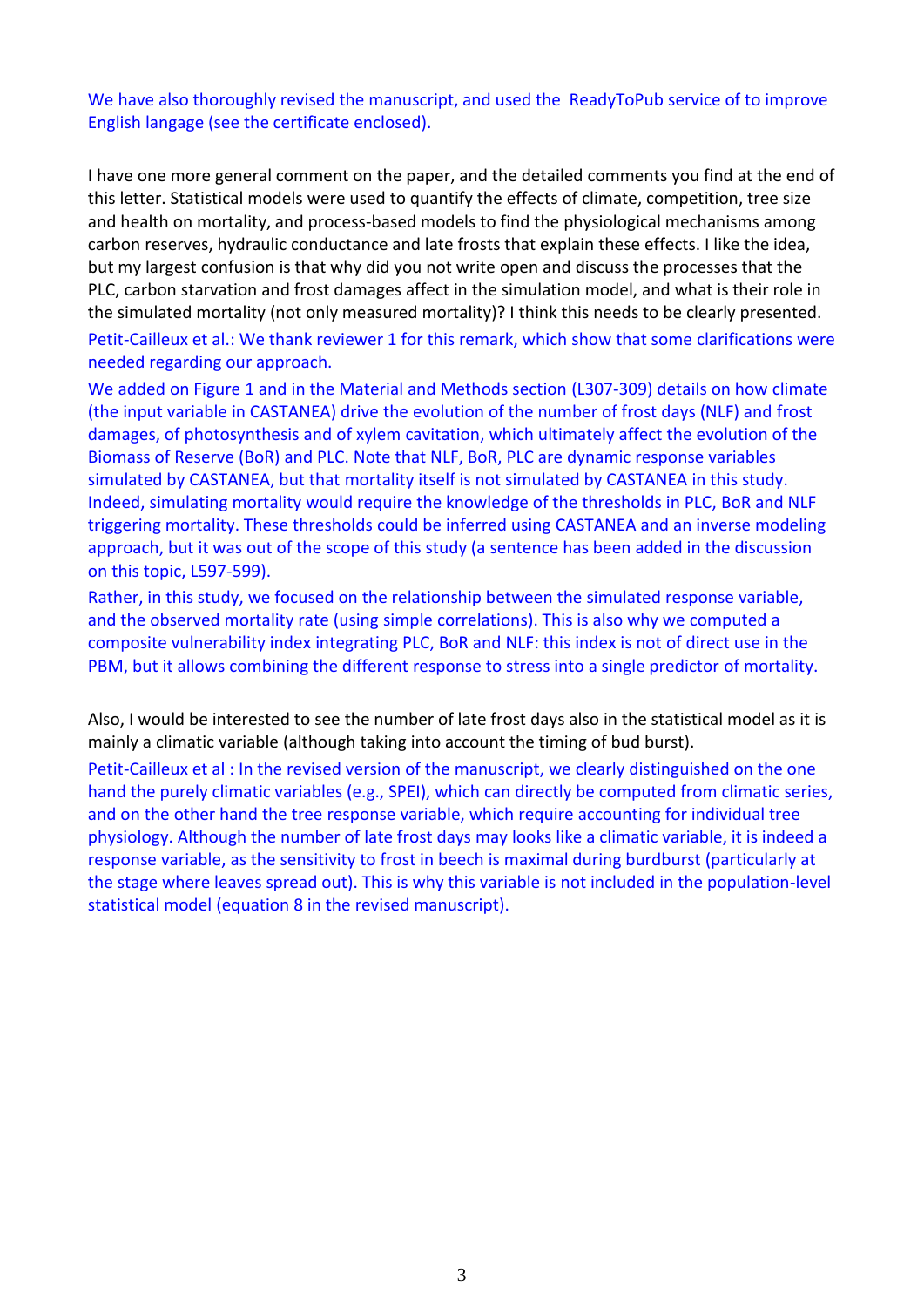We have also thoroughly revised the manuscript, and used the ReadyToPub service of to improve English langage (see the certificate enclosed).

I have one more general comment on the paper, and the detailed comments you find at the end of this letter. Statistical models were used to quantify the effects of climate, competition, tree size and health on mortality, and process-based models to find the physiological mechanisms among carbon reserves, hydraulic conductance and late frosts that explain these effects. I like the idea, but my largest confusion is that why did you not write open and discuss the processes that the PLC, carbon starvation and frost damages affect in the simulation model, and what is their role in the simulated mortality (not only measured mortality)? I think this needs to be clearly presented.

Petit-Cailleux et al.: We thank reviewer 1 for this remark, which show that some clarifications were needed regarding our approach.

We added on Figure 1 and in the Material and Methods section (L307-309) details on how climate (the input variable in CASTANEA) drive the evolution of the number of frost days (NLF) and frost damages, of photosynthesis and of xylem cavitation, which ultimately affect the evolution of the Biomass of Reserve (BoR) and PLC. Note that NLF, BoR, PLC are dynamic response variables simulated by CASTANEA, but that mortality itself is not simulated by CASTANEA in this study. Indeed, simulating mortality would require the knowledge of the thresholds in PLC, BoR and NLF triggering mortality. These thresholds could be inferred using CASTANEA and an inverse modeling approach, but it was out of the scope of this study (a sentence has been added in the discussion on this topic, L597-599).

Rather, in this study, we focused on the relationship between the simulated response variable, and the observed mortality rate (using simple correlations). This is also why we computed a composite vulnerability index integrating PLC, BoR and NLF: this index is not of direct use in the PBM, but it allows combining the different response to stress into a single predictor of mortality.

Also, I would be interested to see the number of late frost days also in the statistical model as it is mainly a climatic variable (although taking into account the timing of bud burst).

Petit-Cailleux et al : In the revised version of the manuscript, we clearly distinguished on the one hand the purely climatic variables (e.g., SPEI), which can directly be computed from climatic series, and on the other hand the tree response variable, which require accounting for individual tree physiology. Although the number of late frost days may looks like a climatic variable, it is indeed a response variable, as the sensitivity to frost in beech is maximal during burdburst (particularly at the stage where leaves spread out). This is why this variable is not included in the population-level statistical model (equation 8 in the revised manuscript).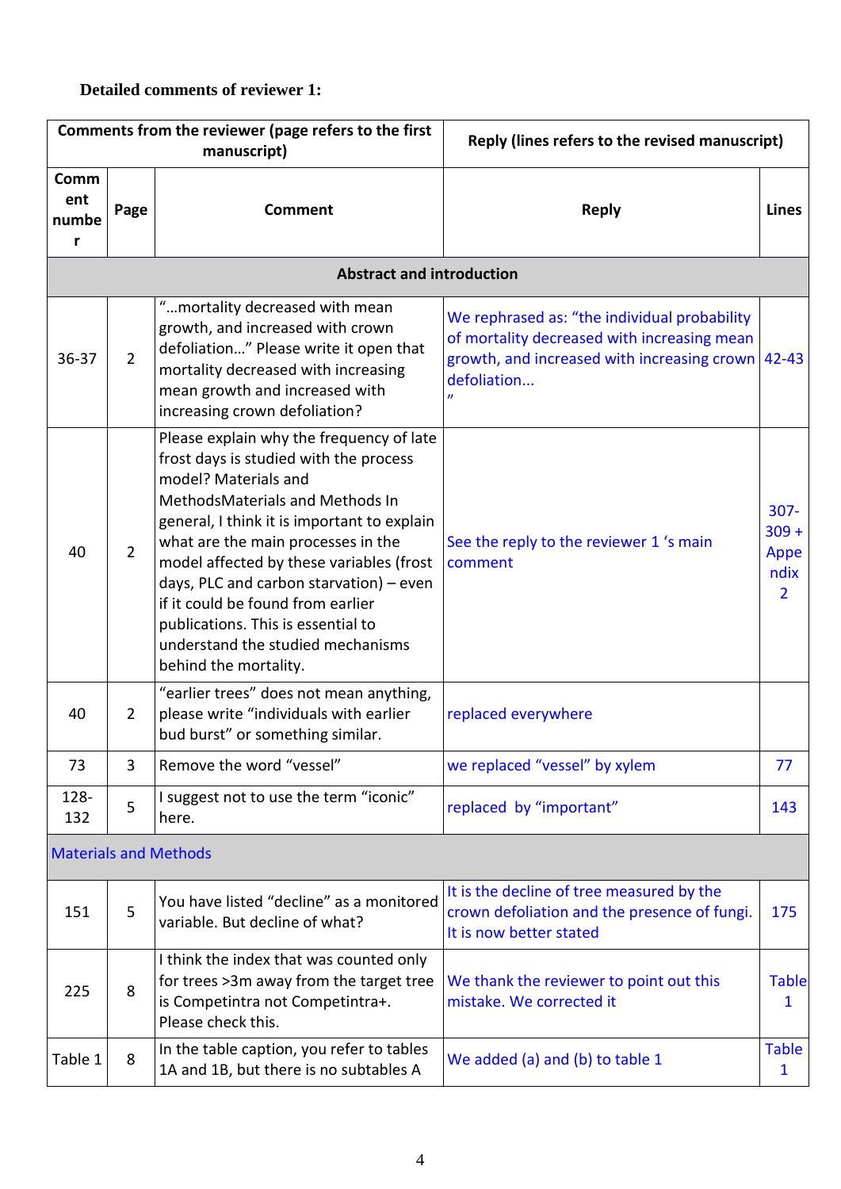**Detailed comments of reviewer 1:**

| Comments from the reviewer (page refers to the first manuscript) | | | Reply (lines refers to the revised manuscript) | |
|---|---|---|---|---|
| Comment number | Page | Comment | Reply | Lines |
| **Abstract and introduction** | | | | |
| 36-37 | 2 | "…mortality decreased with mean growth, and increased with crown defoliation…" Please write it open that mortality decreased with increasing mean growth and increased with increasing crown defoliation? | We rephrased as: "the individual probability of mortality decreased with increasing mean growth, and increased with increasing crown defoliation… " | 42-43 |
| 40 | 2 | Please explain why the frequency of late frost days is studied with the process model? Materials and MethodsMaterials and Methods In general, I think it is important to explain what are the main processes in the model affected by these variables (frost days, PLC and carbon starvation) – even if it could be found from earlier publications. This is essential to understand the studied mechanisms behind the mortality. | See the reply to the reviewer 1 's main comment | 307-309 + Appendix 2 |
| 40 | 2 | "earlier trees" does not mean anything, please write "individuals with earlier bud burst" or something similar. | replaced everywhere | |
| 73 | 3 | Remove the word "vessel" | we replaced "vessel" by xylem | 77 |
| 128-132 | 5 | I suggest not to use the term "iconic" here. | replaced by "important" | 143 |
| Materials and Methods | | | | |
| 151 | 5 | You have listed "decline" as a monitored variable. But decline of what? | It is the decline of tree measured by the crown defoliation and the presence of fungi. It is now better stated | 175 |
| 225 | 8 | I think the index that was counted only for trees >3m away from the target tree is Competintra not Competintra+. Please check this. | We thank the reviewer to point out this mistake. We corrected it | Table 1 |
| Table 1 | 8 | In the table caption, you refer to tables 1A and 1B, but there is no subtables A | We added (a) and (b) to table 1 | Table 1 |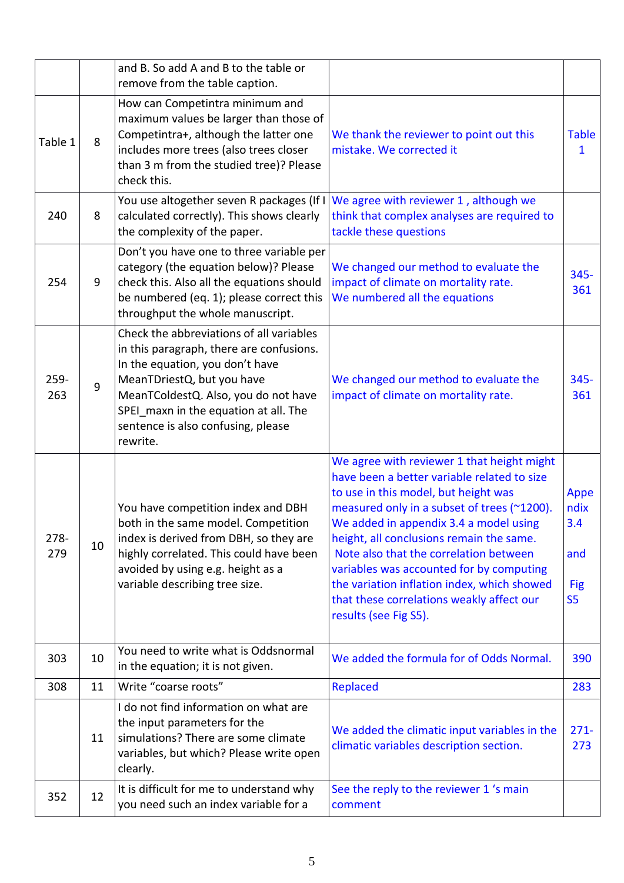| | | | | |
|---|---|---|---|---|
| | | and B. So add A and B to the table or remove from the table caption. | | |
| Table 1 | 8 | How can Competintra minimum and maximum values be larger than those of Competintra+, although the latter one includes more trees (also trees closer than 3 m from the studied tree)? Please check this. | We thank the reviewer to point out this mistake. We corrected it | Table 1 |
| 240 | 8 | You use altogether seven R packages (If I calculated correctly). This shows clearly the complexity of the paper. | We agree with reviewer 1 , although we think that complex analyses are required to tackle these questions | |
| 254 | 9 | Don't you have one to three variable per category (the equation below)? Please check this. Also all the equations should be numbered (eq. 1); please correct this throughput the whole manuscript. | We changed our method to evaluate the impact of climate on mortality rate. We numbered all the equations | 345-361 |
| 259-263 | 9 | Check the abbreviations of all variables in this paragraph, there are confusions. In the equation, you don't have MeanTDriestQ, but you have MeanTColdestQ. Also, you do not have SPEI_maxn in the equation at all. The sentence is also confusing, please rewrite. | We changed our method to evaluate the impact of climate on mortality rate. | 345-361 |
| 278-279 | 10 | You have competition index and DBH both in the same model. Competition index is derived from DBH, so they are highly correlated. This could have been avoided by using e.g. height as a variable describing tree size. | We agree with reviewer 1 that height might have been a better variable related to size to use in this model, but height was measured only in a subset of trees (~1200). We added in appendix 3.4 a model using height, all conclusions remain the same. Note also that the correlation between variables was accounted for by computing the variation inflation index, which showed that these correlations weakly affect our results (see Fig S5). | Appendix 3.4 and Fig S5 |
| 303 | 10 | You need to write what is Oddsnormal in the equation; it is not given. | We added the formula for of Odds Normal. | 390 |
| 308 | 11 | Write "coarse roots" | Replaced | 283 |
| | 11 | I do not find information on what are the input parameters for the simulations? There are some climate variables, but which? Please write open clearly. | We added the climatic input variables in the climatic variables description section. | 271-273 |
| 352 | 12 | It is difficult for me to understand why you need such an index variable for a | See the reply to the reviewer 1 's main comment | |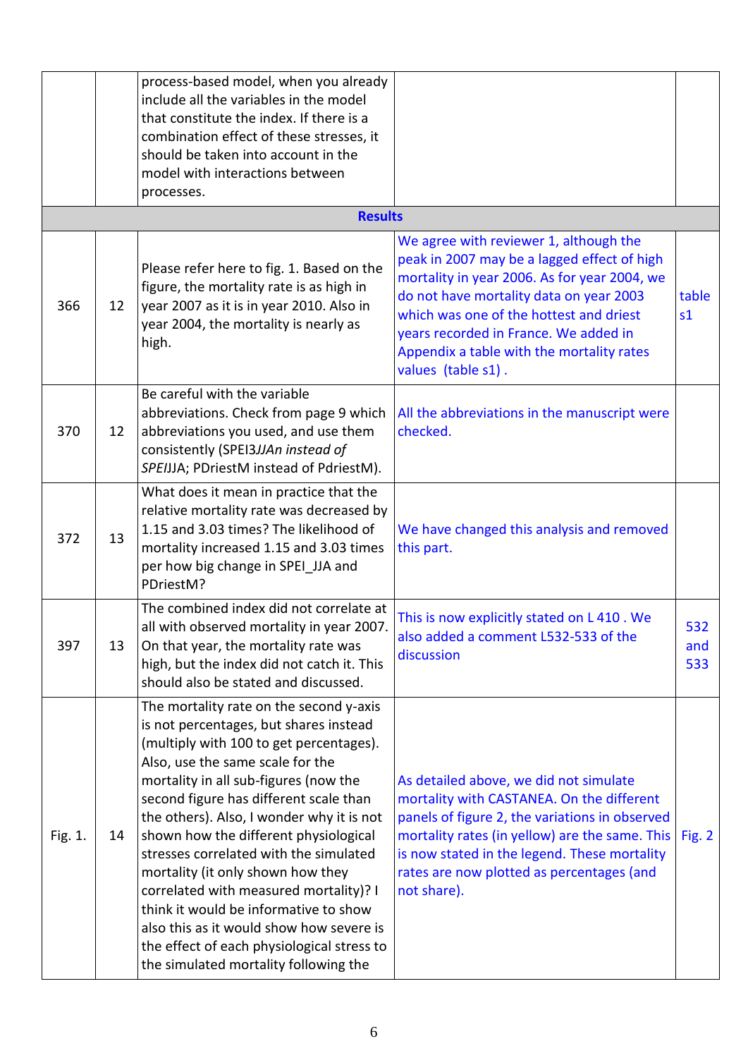|  |  |  |  |  |
|---|---|---|---|---|
|  |  | process-based model, when you already include all the variables in the model that constitute the index. If there is a combination effect of these stresses, it should be taken into account in the model with interactions between processes. |  |  |
| **Results** |  |  |  |  |
| 366 | 12 | Please refer here to fig. 1. Based on the figure, the mortality rate is as high in year 2007 as it is in year 2010. Also in year 2004, the mortality is nearly as high. | We agree with reviewer 1, although the peak in 2007 may be a lagged effect of high mortality in year 2006. As for year 2004, we do not have mortality data on year 2003 which was one of the hottest and driest years recorded in France. We added in Appendix a table with the mortality rates values (table s1) . | table s1 |
| 370 | 12 | Be careful with the variable abbreviations. Check from page 9 which abbreviations you used, and use them consistently (SPEI3*JJAn instead of SPEI*JJA; PDriestM instead of PdriestM). | All the abbreviations in the manuscript were checked. |  |
| 372 | 13 | What does it mean in practice that the relative mortality rate was decreased by 1.15 and 3.03 times? The likelihood of mortality increased 1.15 and 3.03 times per how big change in SPEI_JJA and PDriestM? | We have changed this analysis and removed this part. |  |
| 397 | 13 | The combined index did not correlate at all with observed mortality in year 2007. On that year, the mortality rate was high, but the index did not catch it. This should also be stated and discussed. | This is now explicitly stated on L 410 . We also added a comment L532-533 of the discussion | 532 and 533 |
| Fig. 1. | 14 | The mortality rate on the second y-axis is not percentages, but shares instead (multiply with 100 to get percentages). Also, use the same scale for the mortality in all sub-figures (now the second figure has different scale than the others). Also, I wonder why it is not shown how the different physiological stresses correlated with the simulated mortality (it only shown how they correlated with measured mortality)? I think it would be informative to show also this as it would show how severe is the effect of each physiological stress to the simulated mortality following the | As detailed above, we did not simulate mortality with CASTANEA. On the different panels of figure 2, the variations in observed mortality rates (in yellow) are the same. This is now stated in the legend. These mortality rates are now plotted as percentages (and not share). | Fig. 2 |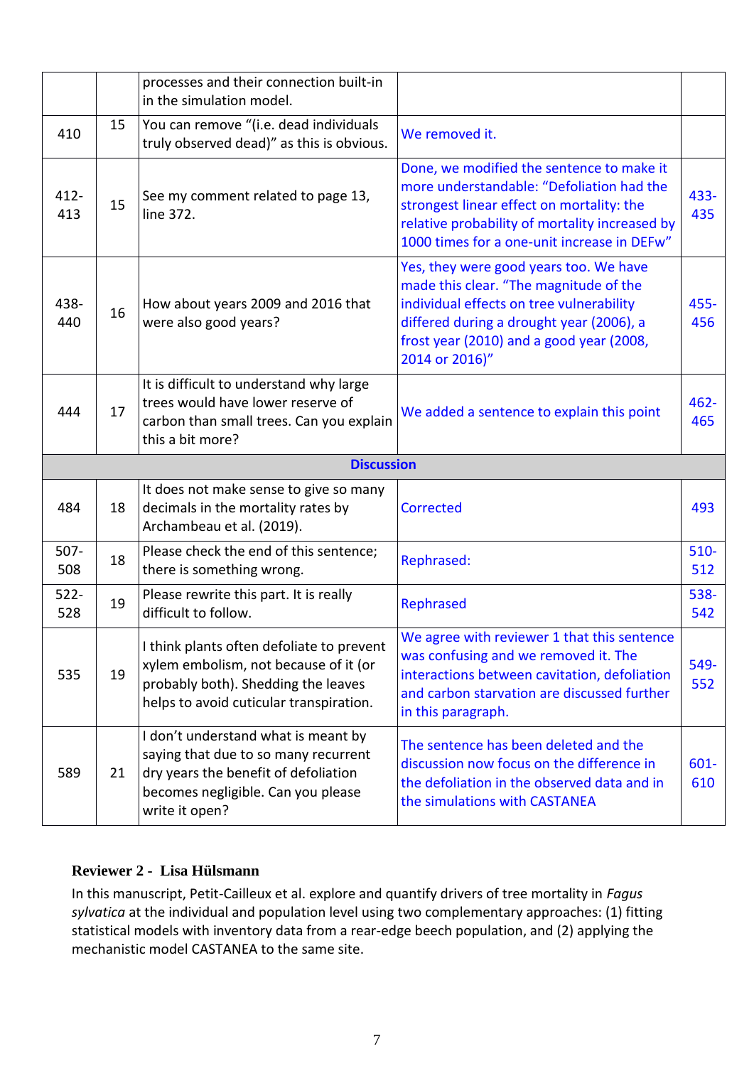| | | | | |
|---|---|---|---|---|
| | | processes and their connection built-in in the simulation model. | | |
| 410 | 15 | You can remove "(i.e. dead individuals truly observed dead)" as this is obvious. | We removed it. | |
| 412-413 | 15 | See my comment related to page 13, line 372. | Done, we modified the sentence to make it more understandable: "Defoliation had the strongest linear effect on mortality: the relative probability of mortality increased by 1000 times for a one-unit increase in DEFw" | 433-435 |
| 438-440 | 16 | How about years 2009 and 2016 that were also good years? | Yes, they were good years too. We have made this clear. "The magnitude of the individual effects on tree vulnerability differed during a drought year (2006), a frost year (2010) and a good year (2008, 2014 or 2016)" | 455-456 |
| 444 | 17 | It is difficult to understand why large trees would have lower reserve of carbon than small trees. Can you explain this a bit more? | We added a sentence to explain this point | 462-465 |
| **Discussion** | | | | |
| 484 | 18 | It does not make sense to give so many decimals in the mortality rates by Archambeau et al. (2019). | Corrected | 493 |
| 507-508 | 18 | Please check the end of this sentence; there is something wrong. | Rephrased: | 510-512 |
| 522-528 | 19 | Please rewrite this part. It is really difficult to follow. | Rephrased | 538-542 |
| 535 | 19 | I think plants often defoliate to prevent xylem embolism, not because of it (or probably both). Shedding the leaves helps to avoid cuticular transpiration. | We agree with reviewer 1 that this sentence was confusing and we removed it. The interactions between cavitation, defoliation and carbon starvation are discussed further in this paragraph. | 549-552 |
| 589 | 21 | I don't understand what is meant by saying that due to so many recurrent dry years the benefit of defoliation becomes negligible. Can you please write it open? | The sentence has been deleted and the discussion now focus on the difference in the defoliation in the observed data and in the simulations with CASTANEA | 601-610 |

**Reviewer 2 - Lisa Hülsmann**

In this manuscript, Petit-Cailleux et al. explore and quantify drivers of tree mortality in *Fagus sylvatica* at the individual and population level using two complementary approaches: (1) fitting statistical models with inventory data from a rear-edge beech population, and (2) applying the mechanistic model CASTANEA to the same site.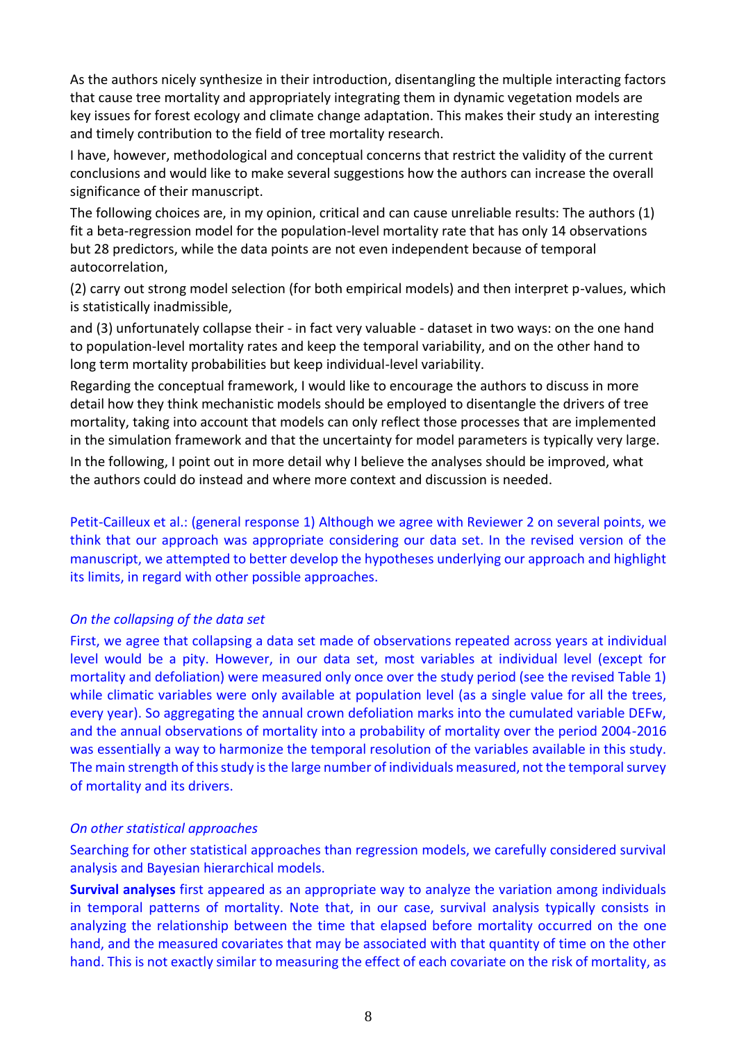As the authors nicely synthesize in their introduction, disentangling the multiple interacting factors that cause tree mortality and appropriately integrating them in dynamic vegetation models are key issues for forest ecology and climate change adaptation. This makes their study an interesting and timely contribution to the field of tree mortality research.

I have, however, methodological and conceptual concerns that restrict the validity of the current conclusions and would like to make several suggestions how the authors can increase the overall significance of their manuscript.

The following choices are, in my opinion, critical and can cause unreliable results: The authors (1) fit a beta-regression model for the population-level mortality rate that has only 14 observations but 28 predictors, while the data points are not even independent because of temporal autocorrelation,

(2) carry out strong model selection (for both empirical models) and then interpret p-values, which is statistically inadmissible,

and (3) unfortunately collapse their - in fact very valuable - dataset in two ways: on the one hand to population-level mortality rates and keep the temporal variability, and on the other hand to long term mortality probabilities but keep individual-level variability.

Regarding the conceptual framework, I would like to encourage the authors to discuss in more detail how they think mechanistic models should be employed to disentangle the drivers of tree mortality, taking into account that models can only reflect those processes that are implemented in the simulation framework and that the uncertainty for model parameters is typically very large.

In the following, I point out in more detail why I believe the analyses should be improved, what the authors could do instead and where more context and discussion is needed.

Petit-Cailleux et al.: (general response 1) Although we agree with Reviewer 2 on several points, we think that our approach was appropriate considering our data set. In the revised version of the manuscript, we attempted to better develop the hypotheses underlying our approach and highlight its limits, in regard with other possible approaches.

*On the collapsing of the data set*

First, we agree that collapsing a data set made of observations repeated across years at individual level would be a pity. However, in our data set, most variables at individual level (except for mortality and defoliation) were measured only once over the study period (see the revised Table 1) while climatic variables were only available at population level (as a single value for all the trees, every year). So aggregating the annual crown defoliation marks into the cumulated variable DEFw, and the annual observations of mortality into a probability of mortality over the period 2004-2016 was essentially a way to harmonize the temporal resolution of the variables available in this study. The main strength of this study is the large number of individuals measured, not the temporal survey of mortality and its drivers.

*On other statistical approaches*

Searching for other statistical approaches than regression models, we carefully considered survival analysis and Bayesian hierarchical models.

**Survival analyses** first appeared as an appropriate way to analyze the variation among individuals in temporal patterns of mortality. Note that, in our case, survival analysis typically consists in analyzing the relationship between the time that elapsed before mortality occurred on the one hand, and the measured covariates that may be associated with that quantity of time on the other hand. This is not exactly similar to measuring the effect of each covariate on the risk of mortality, as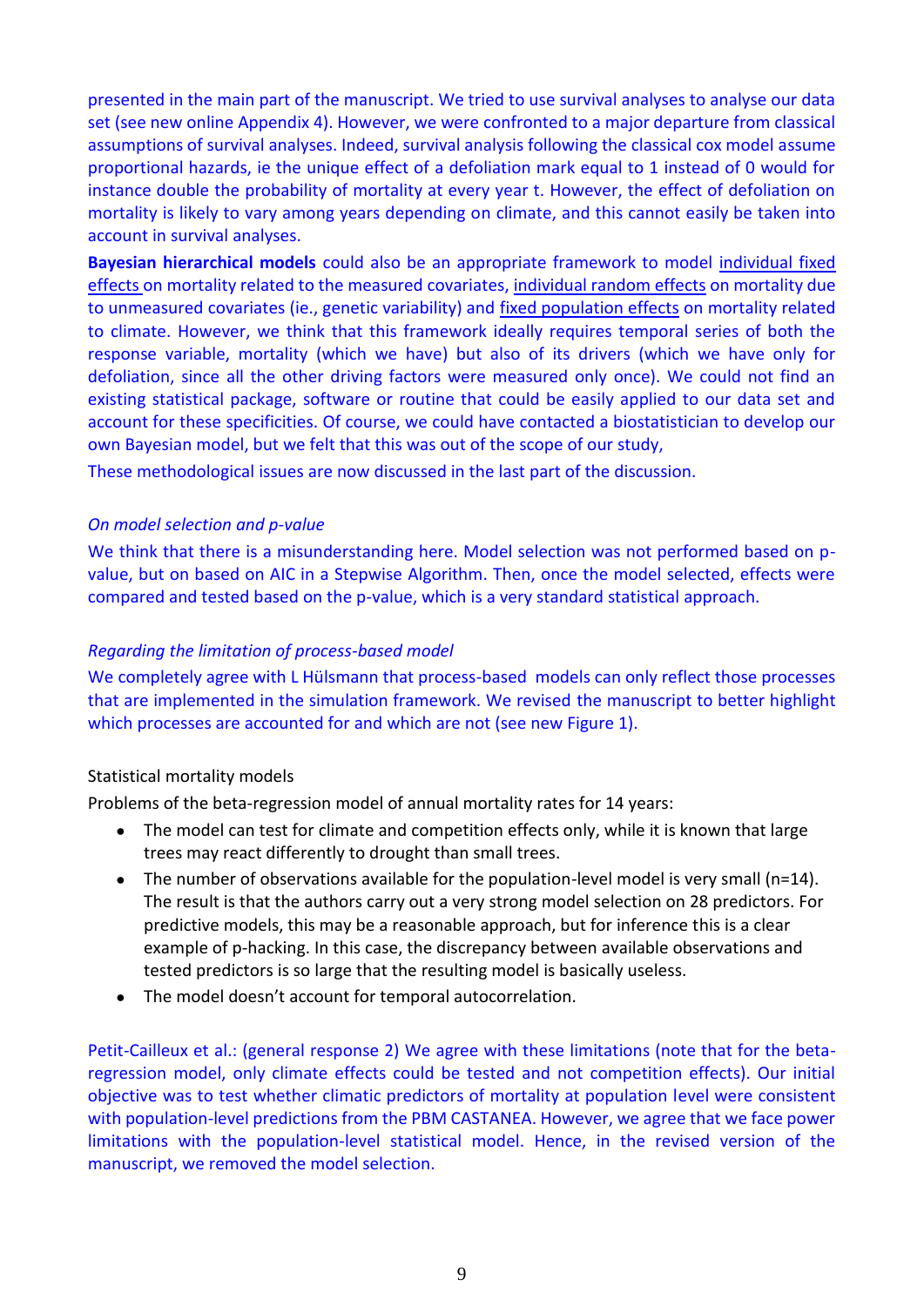presented in the main part of the manuscript. We tried to use survival analyses to analyse our data set (see new online Appendix 4). However, we were confronted to a major departure from classical assumptions of survival analyses. Indeed, survival analysis following the classical cox model assume proportional hazards, ie the unique effect of a defoliation mark equal to 1 instead of 0 would for instance double the probability of mortality at every year t. However, the effect of defoliation on mortality is likely to vary among years depending on climate, and this cannot easily be taken into account in survival analyses.

**Bayesian hierarchical models** could also be an appropriate framework to model individual fixed effects on mortality related to the measured covariates, individual random effects on mortality due to unmeasured covariates (ie., genetic variability) and fixed population effects on mortality related to climate. However, we think that this framework ideally requires temporal series of both the response variable, mortality (which we have) but also of its drivers (which we have only for defoliation, since all the other driving factors were measured only once). We could not find an existing statistical package, software or routine that could be easily applied to our data set and account for these specificities. Of course, we could have contacted a biostatistician to develop our own Bayesian model, but we felt that this was out of the scope of our study,

These methodological issues are now discussed in the last part of the discussion.

*On model selection and p-value*

We think that there is a misunderstanding here. Model selection was not performed based on p-value, but on based on AIC in a Stepwise Algorithm. Then, once the model selected, effects were compared and tested based on the p-value, which is a very standard statistical approach.

*Regarding the limitation of process-based model*

We completely agree with L Hülsmann that process-based models can only reflect those processes that are implemented in the simulation framework. We revised the manuscript to better highlight which processes are accounted for and which are not (see new Figure 1).

Statistical mortality models

Problems of the beta-regression model of annual mortality rates for 14 years:

- The model can test for climate and competition effects only, while it is known that large trees may react differently to drought than small trees.
- The number of observations available for the population-level model is very small (n=14). The result is that the authors carry out a very strong model selection on 28 predictors. For predictive models, this may be a reasonable approach, but for inference this is a clear example of p-hacking. In this case, the discrepancy between available observations and tested predictors is so large that the resulting model is basically useless.
- The model doesn't account for temporal autocorrelation.

Petit-Cailleux et al.: (general response 2) We agree with these limitations (note that for the beta-regression model, only climate effects could be tested and not competition effects). Our initial objective was to test whether climatic predictors of mortality at population level were consistent with population-level predictions from the PBM CASTANEA. However, we agree that we face power limitations with the population-level statistical model. Hence, in the revised version of the manuscript, we removed the model selection.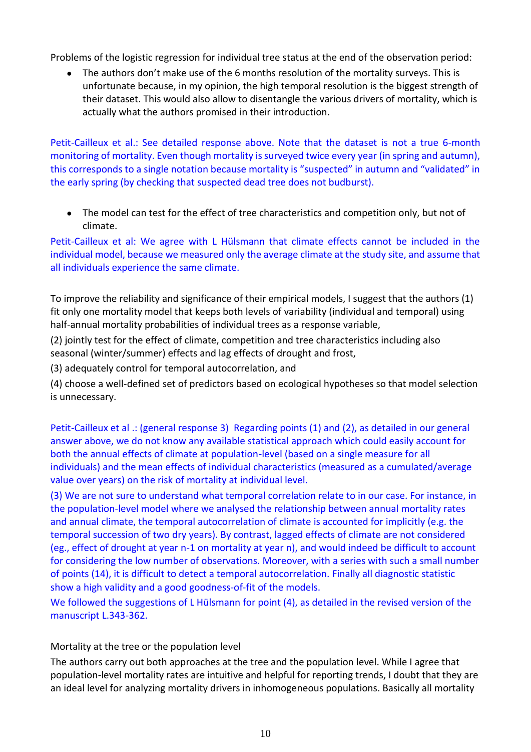Problems of the logistic regression for individual tree status at the end of the observation period:

- The authors don't make use of the 6 months resolution of the mortality surveys. This is unfortunate because, in my opinion, the high temporal resolution is the biggest strength of their dataset. This would also allow to disentangle the various drivers of mortality, which is actually what the authors promised in their introduction.

Petit-Cailleux et al.: See detailed response above. Note that the dataset is not a true 6-month monitoring of mortality. Even though mortality is surveyed twice every year (in spring and autumn), this corresponds to a single notation because mortality is "suspected" in autumn and "validated" in the early spring (by checking that suspected dead tree does not budburst).

- The model can test for the effect of tree characteristics and competition only, but not of climate.

Petit-Cailleux et al: We agree with L Hülsmann that climate effects cannot be included in the individual model, because we measured only the average climate at the study site, and assume that all individuals experience the same climate.

To improve the reliability and significance of their empirical models, I suggest that the authors (1) fit only one mortality model that keeps both levels of variability (individual and temporal) using half-annual mortality probabilities of individual trees as a response variable,

(2) jointly test for the effect of climate, competition and tree characteristics including also seasonal (winter/summer) effects and lag effects of drought and frost,

(3) adequately control for temporal autocorrelation, and

(4) choose a well-defined set of predictors based on ecological hypotheses so that model selection is unnecessary.

Petit-Cailleux et al .: (general response 3) Regarding points (1) and (2), as detailed in our general answer above, we do not know any available statistical approach which could easily account for both the annual effects of climate at population-level (based on a single measure for all individuals) and the mean effects of individual characteristics (measured as a cumulated/average value over years) on the risk of mortality at individual level.

(3) We are not sure to understand what temporal correlation relate to in our case. For instance, in the population-level model where we analysed the relationship between annual mortality rates and annual climate, the temporal autocorrelation of climate is accounted for implicitly (e.g. the temporal succession of two dry years). By contrast, lagged effects of climate are not considered (eg., effect of drought at year n-1 on mortality at year n), and would indeed be difficult to account for considering the low number of observations. Moreover, with a series with such a small number of points (14), it is difficult to detect a temporal autocorrelation. Finally all diagnostic statistic show a high validity and a good goodness-of-fit of the models.

We followed the suggestions of L Hülsmann for point (4), as detailed in the revised version of the manuscript L.343-362.

Mortality at the tree or the population level

The authors carry out both approaches at the tree and the population level. While I agree that population-level mortality rates are intuitive and helpful for reporting trends, I doubt that they are an ideal level for analyzing mortality drivers in inhomogeneous populations. Basically all mortality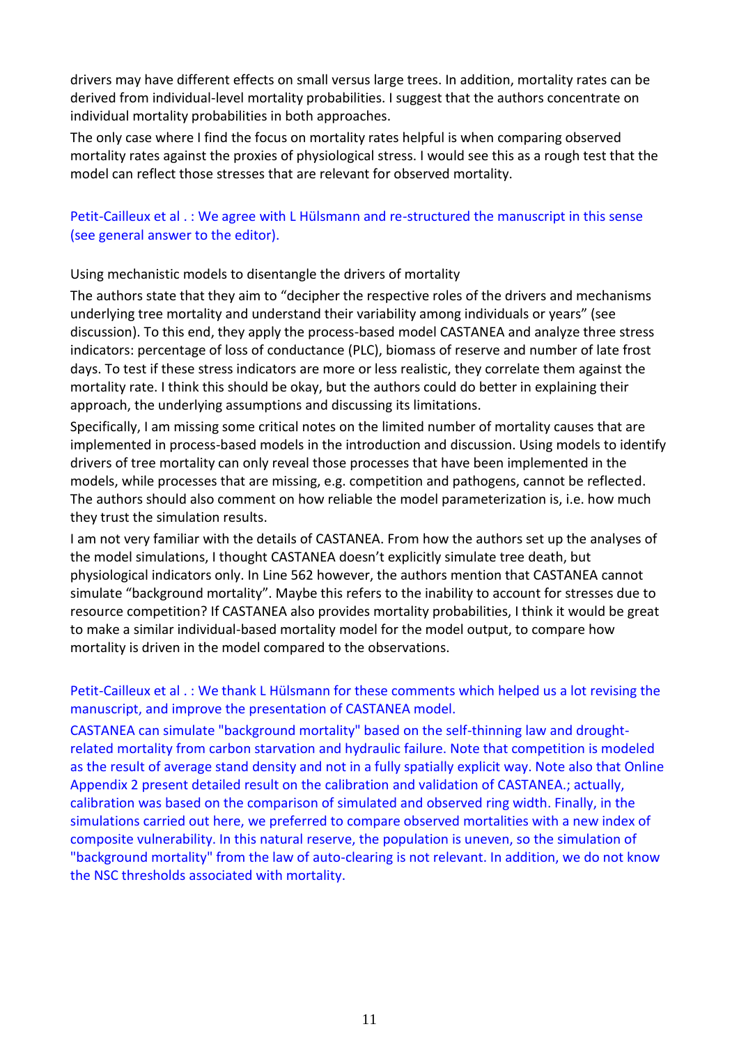drivers may have different effects on small versus large trees. In addition, mortality rates can be derived from individual-level mortality probabilities. I suggest that the authors concentrate on individual mortality probabilities in both approaches.

The only case where I find the focus on mortality rates helpful is when comparing observed mortality rates against the proxies of physiological stress. I would see this as a rough test that the model can reflect those stresses that are relevant for observed mortality.

Petit-Cailleux et al . : We agree with L Hülsmann and re-structured the manuscript in this sense (see general answer to the editor).

Using mechanistic models to disentangle the drivers of mortality

The authors state that they aim to "decipher the respective roles of the drivers and mechanisms underlying tree mortality and understand their variability among individuals or years" (see discussion). To this end, they apply the process-based model CASTANEA and analyze three stress indicators: percentage of loss of conductance (PLC), biomass of reserve and number of late frost days. To test if these stress indicators are more or less realistic, they correlate them against the mortality rate. I think this should be okay, but the authors could do better in explaining their approach, the underlying assumptions and discussing its limitations.

Specifically, I am missing some critical notes on the limited number of mortality causes that are implemented in process-based models in the introduction and discussion. Using models to identify drivers of tree mortality can only reveal those processes that have been implemented in the models, while processes that are missing, e.g. competition and pathogens, cannot be reflected. The authors should also comment on how reliable the model parameterization is, i.e. how much they trust the simulation results.

I am not very familiar with the details of CASTANEA. From how the authors set up the analyses of the model simulations, I thought CASTANEA doesn't explicitly simulate tree death, but physiological indicators only. In Line 562 however, the authors mention that CASTANEA cannot simulate "background mortality". Maybe this refers to the inability to account for stresses due to resource competition? If CASTANEA also provides mortality probabilities, I think it would be great to make a similar individual-based mortality model for the model output, to compare how mortality is driven in the model compared to the observations.

Petit-Cailleux et al . : We thank L Hülsmann for these comments which helped us a lot revising the manuscript, and improve the presentation of CASTANEA model.

CASTANEA can simulate "background mortality" based on the self-thinning law and drought-related mortality from carbon starvation and hydraulic failure. Note that competition is modeled as the result of average stand density and not in a fully spatially explicit way. Note also that Online Appendix 2 present detailed result on the calibration and validation of CASTANEA.; actually, calibration was based on the comparison of simulated and observed ring width. Finally, in the simulations carried out here, we preferred to compare observed mortalities with a new index of composite vulnerability. In this natural reserve, the population is uneven, so the simulation of "background mortality" from the law of auto-clearing is not relevant. In addition, we do not know the NSC thresholds associated with mortality.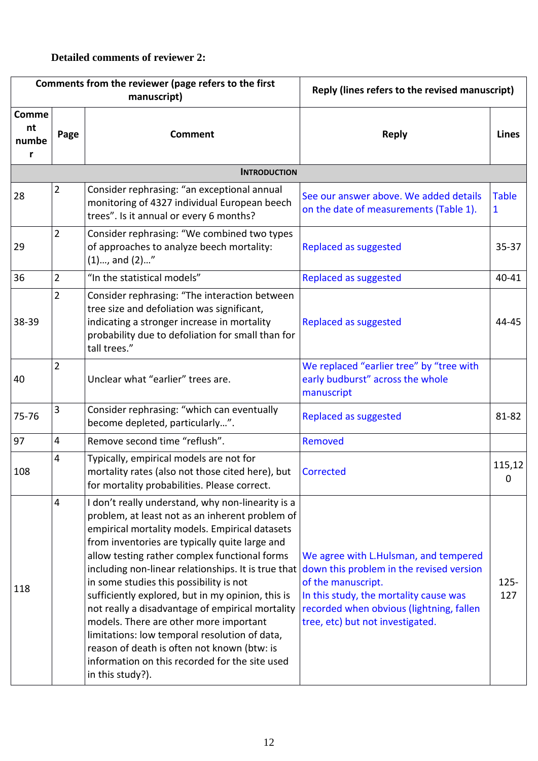**Detailed comments of reviewer 2:**

| Comments from the reviewer (page refers to the first manuscript) | | | Reply (lines refers to the revised manuscript) | |
|---|---|---|---|---|
| Comment number | Page | Comment | Reply | Lines |
| **INTRODUCTION** | | | | |
| 28 | 2 | Consider rephrasing: "an exceptional annual monitoring of 4327 individual European beech trees". Is it annual or every 6 months? | See our answer above. We added details on the date of measurements (Table 1). | Table 1 |
| 29 | 2 | Consider rephrasing: "We combined two types of approaches to analyze beech mortality: (1)…, and (2)…" | Replaced as suggested | 35-37 |
| 36 | 2 | "In the statistical models" | Replaced as suggested | 40-41 |
| 38-39 | 2 | Consider rephrasing: "The interaction between tree size and defoliation was significant, indicating a stronger increase in mortality probability due to defoliation for small than for tall trees." | Replaced as suggested | 44-45 |
| 40 | 2 | Unclear what "earlier" trees are. | We replaced "earlier tree" by "tree with early budburst" across the whole manuscript | |
| 75-76 | 3 | Consider rephrasing: "which can eventually become depleted, particularly…". | Replaced as suggested | 81-82 |
| 97 | 4 | Remove second time "reflush". | Removed | |
| 108 | 4 | Typically, empirical models are not for mortality rates (also not those cited here), but for mortality probabilities. Please correct. | Corrected | 115,120 |
| 118 | 4 | I don't really understand, why non-linearity is a problem, at least not as an inherent problem of empirical mortality models. Empirical datasets from inventories are typically quite large and allow testing rather complex functional forms including non-linear relationships. It is true that in some studies this possibility is not sufficiently explored, but in my opinion, this is not really a disadvantage of empirical mortality models. There are other more important limitations: low temporal resolution of data, reason of death is often not known (btw: is information on this recorded for the site used in this study?). | We agree with L.Hulsman, and tempered down this problem in the revised version of the manuscript.<br>In this study, the mortality cause was recorded when obvious (lightning, fallen tree, etc) but not investigated. | 125-127 |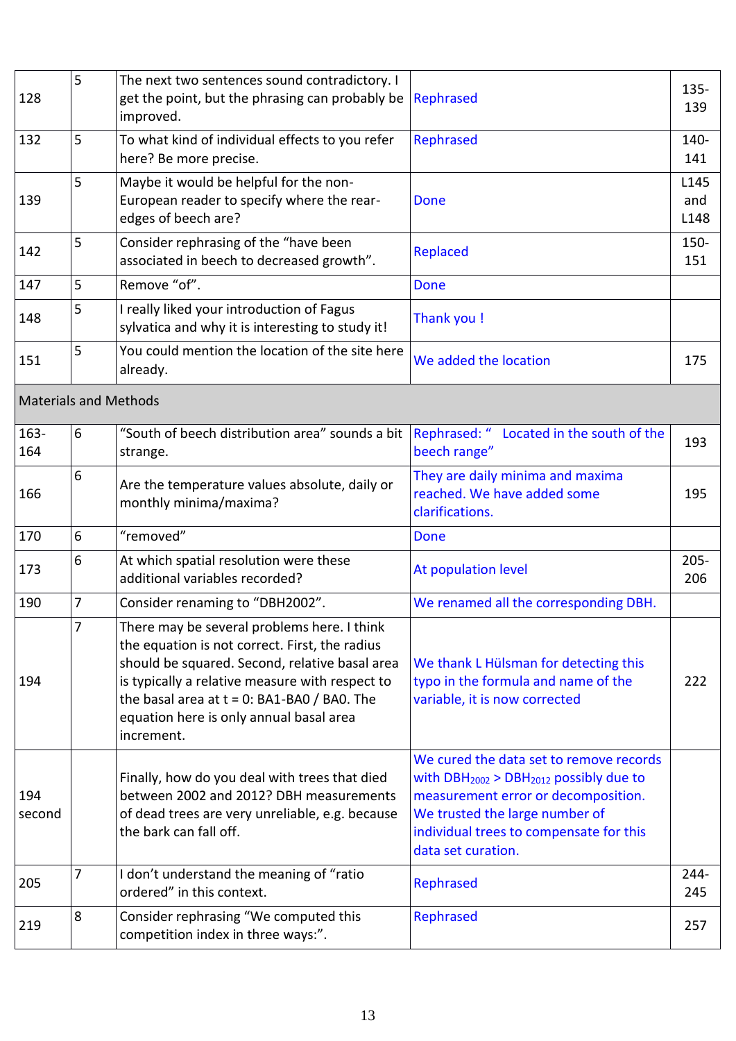| | | | | |
|---|---|---|---|---|
| 128 | 5 | The next two sentences sound contradictory. I get the point, but the phrasing can probably be improved. | Rephrased | 135-139 |
| 132 | 5 | To what kind of individual effects to you refer here? Be more precise. | Rephrased | 140-141 |
| 139 | 5 | Maybe it would be helpful for the non-European reader to specify where the rear-edges of beech are? | Done | L145 and L148 |
| 142 | 5 | Consider rephrasing of the "have been associated in beech to decreased growth". | Replaced | 150-151 |
| 147 | 5 | Remove "of". | Done | |
| 148 | 5 | I really liked your introduction of Fagus sylvatica and why it is interesting to study it! | Thank you ! | |
| 151 | 5 | You could mention the location of the site here already. | We added the location | 175 |
| Materials and Methods | | | | |
| 163-164 | 6 | "South of beech distribution area" sounds a bit strange. | Rephrased: " Located in the south of the beech range" | 193 |
| 166 | 6 | Are the temperature values absolute, daily or monthly minima/maxima? | They are daily minima and maxima reached. We have added some clarifications. | 195 |
| 170 | 6 | "removed" | Done | |
| 173 | 6 | At which spatial resolution were these additional variables recorded? | At population level | 205-206 |
| 190 | 7 | Consider renaming to "DBH2002". | We renamed all the corresponding DBH. | |
| 194 | 7 | There may be several problems here. I think the equation is not correct. First, the radius should be squared. Second, relative basal area is typically a relative measure with respect to the basal area at t = 0: BA1-BA0 / BA0. The equation here is only annual basal area increment. | We thank L Hülsman for detecting this typo in the formula and name of the variable, it is now corrected | 222 |
| 194 second | | Finally, how do you deal with trees that died between 2002 and 2012? DBH measurements of dead trees are very unreliable, e.g. because the bark can fall off. | We cured the data set to remove records with $DBH_{2002}$ > $DBH_{2012}$ possibly due to measurement error or decomposition. We trusted the large number of individual trees to compensate for this data set curation. | |
| 205 | 7 | I don't understand the meaning of "ratio ordered" in this context. | Rephrased | 244-245 |
| 219 | 8 | Consider rephrasing "We computed this competition index in three ways:". | Rephrased | 257 |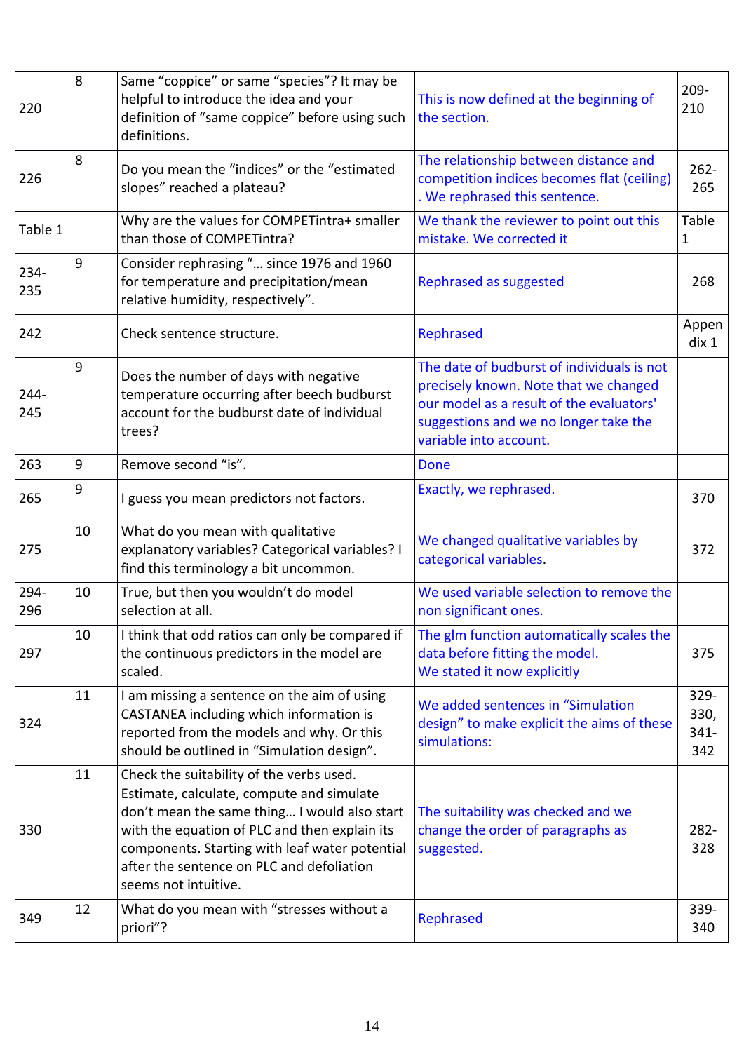| | | | | |
|---|---|---|---|---|
| 220 | 8 | Same “coppice” or same “species”? It may be helpful to introduce the idea and your definition of “same coppice” before using such definitions. | This is now defined at the beginning of the section. | 209-210 |
| 226 | 8 | Do you mean the “indices” or the “estimated slopes” reached a plateau? | The relationship between distance and competition indices becomes flat (ceiling) . We rephrased this sentence. | 262-265 |
| Table 1 | | Why are the values for COMPETintra+ smaller than those of COMPETintra? | We thank the reviewer to point out this mistake. We corrected it | Table 1 |
| 234-235 | 9 | Consider rephrasing “… since 1976 and 1960 for temperature and precipitation/mean relative humidity, respectively”. | Rephrased as suggested | 268 |
| 242 | | Check sentence structure. | Rephrased | Appendix 1 |
| 244-245 | 9 | Does the number of days with negative temperature occurring after beech budburst account for the budburst date of individual trees? | The date of budburst of individuals is not precisely known. Note that we changed our model as a result of the evaluators' suggestions and we no longer take the variable into account. | |
| 263 | 9 | Remove second “is”. | Done | |
| 265 | 9 | I guess you mean predictors not factors. | Exactly, we rephrased. | 370 |
| 275 | 10 | What do you mean with qualitative explanatory variables? Categorical variables? I find this terminology a bit uncommon. | We changed qualitative variables by categorical variables. | 372 |
| 294-296 | 10 | True, but then you wouldn’t do model selection at all. | We used variable selection to remove the non significant ones. | |
| 297 | 10 | I think that odd ratios can only be compared if the continuous predictors in the model are scaled. | The glm function automatically scales the data before fitting the model. We stated it now explicitly | 375 |
| 324 | 11 | I am missing a sentence on the aim of using CASTANEA including which information is reported from the models and why. Or this should be outlined in “Simulation design”. | We added sentences in “Simulation design” to make explicit the aims of these simulations: | 329-330, 341-342 |
| 330 | 11 | Check the suitability of the verbs used. Estimate, calculate, compute and simulate don’t mean the same thing… I would also start with the equation of PLC and then explain its components. Starting with leaf water potential after the sentence on PLC and defoliation seems not intuitive. | The suitability was checked and we change the order of paragraphs as suggested. | 282-328 |
| 349 | 12 | What do you mean with “stresses without a priori”? | Rephrased | 339-340 |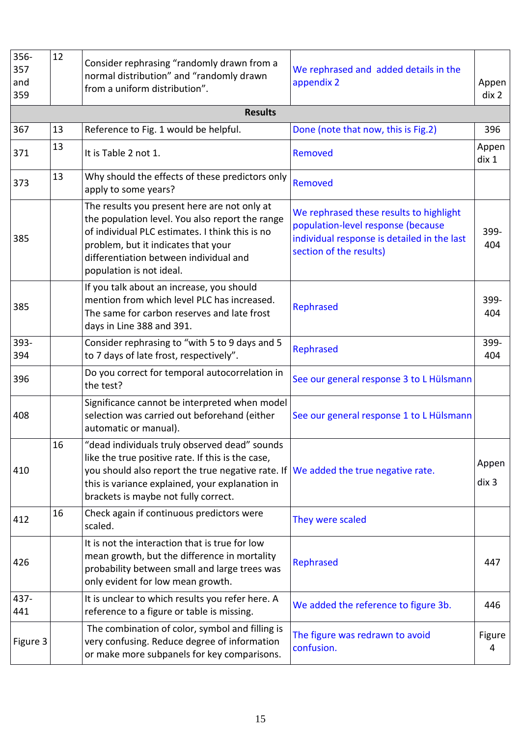| 356-357 and 359 | 12 | Consider rephrasing “randomly drawn from a normal distribution” and “randomly drawn from a uniform distribution”. | We rephrased and added details in the appendix 2 | Appendix 2 |
|---|---|---|---|---|
| **Results** | | | | |
| 367 | 13 | Reference to Fig. 1 would be helpful. | Done (note that now, this is Fig.2) | 396 |
| 371 | 13 | It is Table 2 not 1. | Removed | Appendix 1 |
| 373 | 13 | Why should the effects of these predictors only apply to some years? | Removed | |
| 385 | | The results you present here are not only at the population level. You also report the range of individual PLC estimates. I think this is no problem, but it indicates that your differentiation between individual and population is not ideal. | We rephrased these results to highlight population-level response (because individual response is detailed in the last section of the results) | 399-404 |
| 385 | | If you talk about an increase, you should mention from which level PLC has increased. The same for carbon reserves and late frost days in Line 388 and 391. | Rephrased | 399-404 |
| 393-394 | | Consider rephrasing to “with 5 to 9 days and 5 to 7 days of late frost, respectively”. | Rephrased | 399-404 |
| 396 | | Do you correct for temporal autocorrelation in the test? | See our general response 3 to L Hülsmann | |
| 408 | | Significance cannot be interpreted when model selection was carried out beforehand (either automatic or manual). | See our general response 1 to L Hülsmann | |
| 410 | 16 | “dead individuals truly observed dead” sounds like the true positive rate. If this is the case, you should also report the true negative rate. If this is variance explained, your explanation in brackets is maybe not fully correct. | We added the true negative rate. | Appendix 3 |
| 412 | 16 | Check again if continuous predictors were scaled. | They were scaled | |
| 426 | | It is not the interaction that is true for low mean growth, but the difference in mortality probability between small and large trees was only evident for low mean growth. | Rephrased | 447 |
| 437-441 | | It is unclear to which results you refer here. A reference to a figure or table is missing. | We added the reference to figure 3b. | 446 |
| Figure 3 | | The combination of color, symbol and filling is very confusing. Reduce degree of information or make more subpanels for key comparisons. | The figure was redrawn to avoid confusion. | Figure 4 |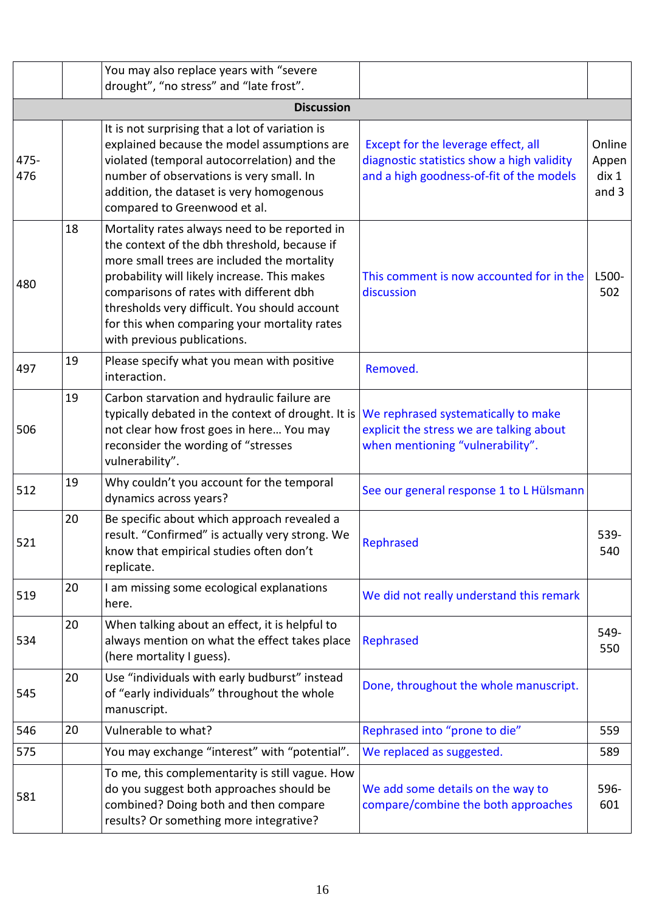|  |  | You may also replace years with “severe drought”, “no stress” and “late frost”. |  |  |
|---|---|---|---|---|
| **Discussion** | | | | |
| 475-476 |  | It is not surprising that a lot of variation is explained because the model assumptions are violated (temporal autocorrelation) and the number of observations is very small. In addition, the dataset is very homogenous compared to Greenwood et al. | Except for the leverage effect, all diagnostic statistics show a high validity and a high goodness-of-fit of the models | Online Appendix 1 and 3 |
| 480 | 18 | Mortality rates always need to be reported in the context of the dbh threshold, because if more small trees are included the mortality probability will likely increase. This makes comparisons of rates with different dbh thresholds very difficult. You should account for this when comparing your mortality rates with previous publications. | This comment is now accounted for in the discussion | L500-502 |
| 497 | 19 | Please specify what you mean with positive interaction. | Removed. |  |
| 506 | 19 | Carbon starvation and hydraulic failure are typically debated in the context of drought. It is not clear how frost goes in here… You may reconsider the wording of “stresses vulnerability”. | We rephrased systematically to make explicit the stress we are talking about when mentioning “vulnerability”. |  |
| 512 | 19 | Why couldn’t you account for the temporal dynamics across years? | See our general response 1 to L Hülsmann |  |
| 521 | 20 | Be specific about which approach revealed a result. “Confirmed” is actually very strong. We know that empirical studies often don’t replicate. | Rephrased | 539-540 |
| 519 | 20 | I am missing some ecological explanations here. | We did not really understand this remark |  |
| 534 | 20 | When talking about an effect, it is helpful to always mention on what the effect takes place (here mortality I guess). | Rephrased | 549-550 |
| 545 | 20 | Use “individuals with early budburst” instead of “early individuals” throughout the whole manuscript. | Done, throughout the whole manuscript. |  |
| 546 | 20 | Vulnerable to what? | Rephrased into “prone to die” | 559 |
| 575 |  | You may exchange “interest” with “potential”. | We replaced as suggested. | 589 |
| 581 |  | To me, this complementarity is still vague. How do you suggest both approaches should be combined? Doing both and then compare results? Or something more integrative? | We add some details on the way to compare/combine the both approaches | 596-601 |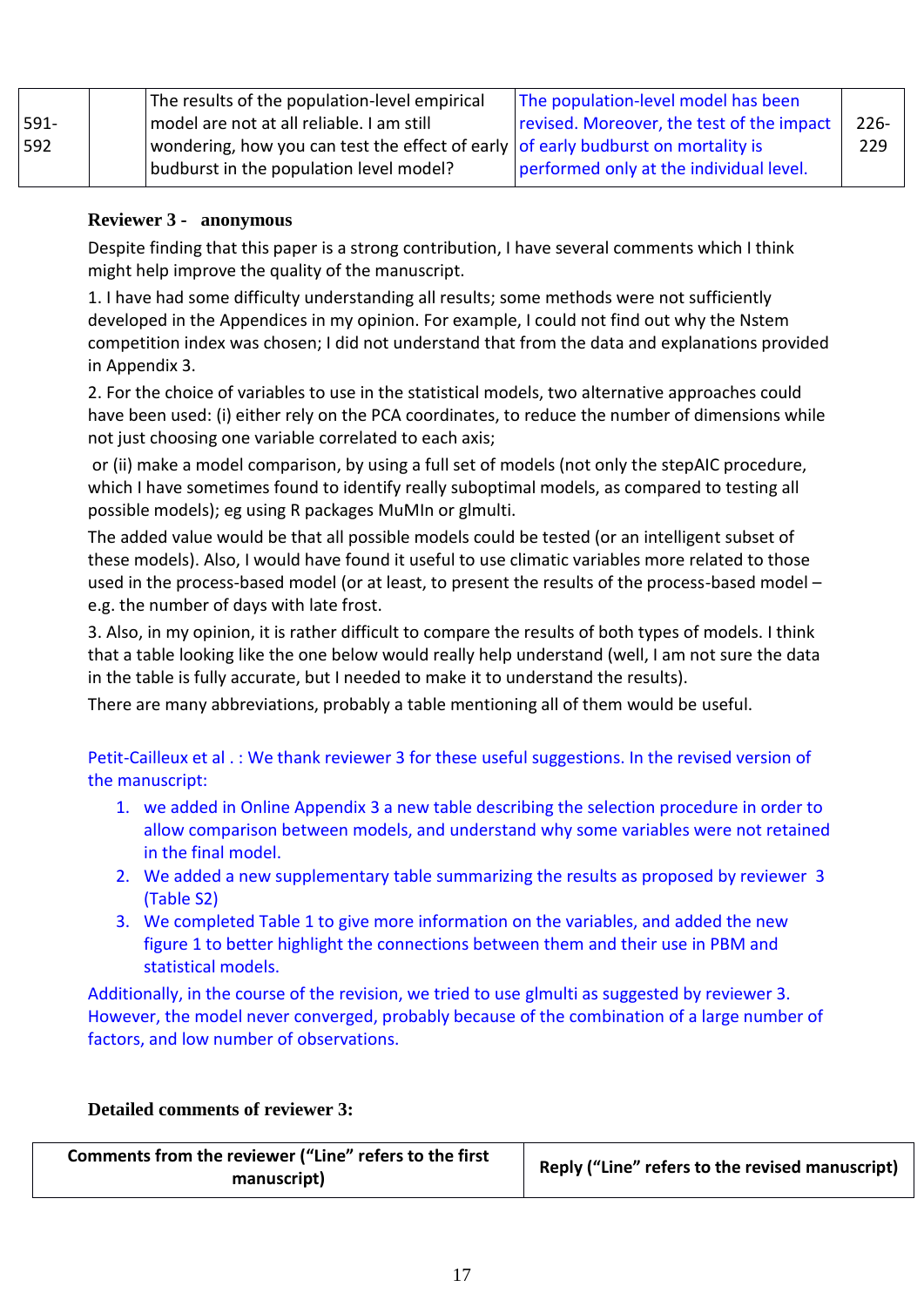| 591-592 | | The results of the population-level empirical model are not at all reliable. I am still wondering, how you can test the effect of early budburst in the population level model? | The population-level model has been revised. Moreover, the test of the impact of early budburst on mortality is performed only at the individual level. | 226-229 |
|---|---|---|---|---|

**Reviewer 3 - anonymous**

Despite finding that this paper is a strong contribution, I have several comments which I think might help improve the quality of the manuscript.

1. I have had some difficulty understanding all results; some methods were not sufficiently developed in the Appendices in my opinion. For example, I could not find out why the Nstem competition index was chosen; I did not understand that from the data and explanations provided in Appendix 3.

2. For the choice of variables to use in the statistical models, two alternative approaches could have been used: (i) either rely on the PCA coordinates, to reduce the number of dimensions while not just choosing one variable correlated to each axis;

or (ii) make a model comparison, by using a full set of models (not only the stepAIC procedure, which I have sometimes found to identify really suboptimal models, as compared to testing all possible models); eg using R packages MuMIn or glmulti.

The added value would be that all possible models could be tested (or an intelligent subset of these models). Also, I would have found it useful to use climatic variables more related to those used in the process-based model (or at least, to present the results of the process-based model – e.g. the number of days with late frost.

3. Also, in my opinion, it is rather difficult to compare the results of both types of models. I think that a table looking like the one below would really help understand (well, I am not sure the data in the table is fully accurate, but I needed to make it to understand the results).

There are many abbreviations, probably a table mentioning all of them would be useful.

Petit-Cailleux et al . : We thank reviewer 3 for these useful suggestions. In the revised version of the manuscript:

1. we added in Online Appendix 3 a new table describing the selection procedure in order to allow comparison between models, and understand why some variables were not retained in the final model.
2. We added a new supplementary table summarizing the results as proposed by reviewer 3 (Table S2)
3. We completed Table 1 to give more information on the variables, and added the new figure 1 to better highlight the connections between them and their use in PBM and statistical models.

Additionally, in the course of the revision, we tried to use glmulti as suggested by reviewer 3. However, the model never converged, probably because of the combination of a large number of factors, and low number of observations.

**Detailed comments of reviewer 3:**

| Comments from the reviewer ("Line" refers to the first manuscript) | Reply ("Line" refers to the revised manuscript) |
|---|---|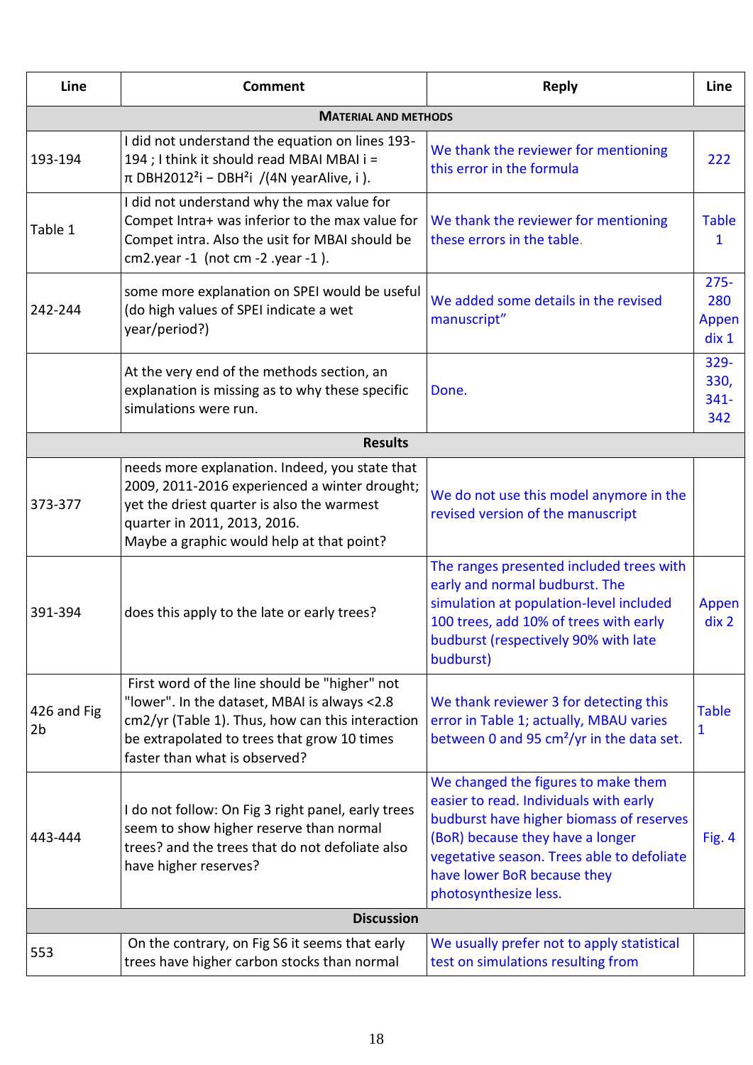| Line | Comment | Reply | Line |
|---|---|---|---|
| **MATERIAL AND METHODS** | | | |
| 193-194 | I did not understand the equation on lines 193-194 ; I think it should read MBAI MBAI i = π DBH2012²i − DBH²i /(4N yearAlive, i ). | We thank the reviewer for mentioning this error in the formula | 222 |
| Table 1 | I did not understand why the max value for Compet Intra+ was inferior to the max value for Compet intra. Also the usit for MBAI should be cm2.year -1 (not cm -2 .year -1 ). | We thank the reviewer for mentioning these errors in the table. | Table 1 |
| 242-244 | some more explanation on SPEI would be useful (do high values of SPEI indicate a wet year/period?) | We added some details in the revised manuscript” | 275-280 Appendix 1 |
| | At the very end of the methods section, an explanation is missing as to why these specific simulations were run. | Done. | 329-330, 341-342 |
| **Results** | | | |
| 373-377 | needs more explanation. Indeed, you state that 2009, 2011-2016 experienced a winter drought; yet the driest quarter is also the warmest quarter in 2011, 2013, 2016. Maybe a graphic would help at that point? | We do not use this model anymore in the revised version of the manuscript | |
| 391-394 | does this apply to the late or early trees? | The ranges presented included trees with early and normal budburst. The simulation at population-level included 100 trees, add 10% of trees with early budburst (respectively 90% with late budburst) | Appendix 2 |
| 426 and Fig 2b | First word of the line should be "higher" not "lower". In the dataset, MBAI is always <2.8 cm2/yr (Table 1). Thus, how can this interaction be extrapolated to trees that grow 10 times faster than what is observed? | We thank reviewer 3 for detecting this error in Table 1; actually, MBAU varies between 0 and 95 cm²/yr in the data set. | Table 1 |
| 443-444 | I do not follow: On Fig 3 right panel, early trees seem to show higher reserve than normal trees? and the trees that do not defoliate also have higher reserves? | We changed the figures to make them easier to read. Individuals with early budburst have higher biomass of reserves (BoR) because they have a longer vegetative season. Trees able to defoliate have lower BoR because they photosynthesize less. | Fig. 4 |
| **Discussion** | | | |
| 553 | On the contrary, on Fig S6 it seems that early trees have higher carbon stocks than normal | We usually prefer not to apply statistical test on simulations resulting from | |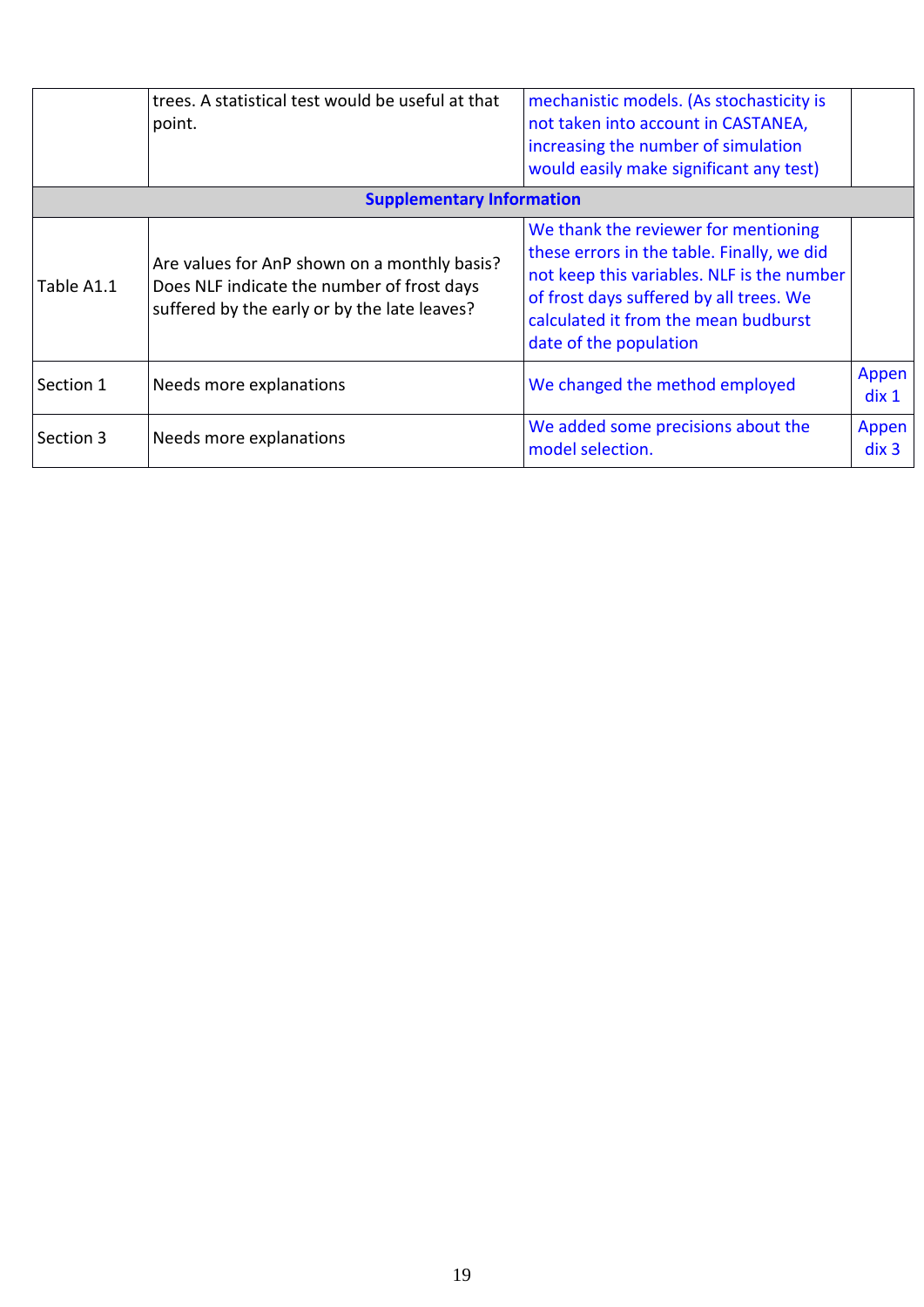|  |  |  |  |
|---|---|---|---|
|  | trees. A statistical test would be useful at that point. | mechanistic models. (As stochasticity is not taken into account in CASTANEA, increasing the number of simulation would easily make significant any test) |  |
| **Supplementary Information** | | | |
| Table A1.1 | Are values for AnP shown on a monthly basis? Does NLF indicate the number of frost days suffered by the early or by the late leaves? | We thank the reviewer for mentioning these errors in the table. Finally, we did not keep this variables. NLF is the number of frost days suffered by all trees. We calculated it from the mean budburst date of the population |  |
| Section 1 | Needs more explanations | We changed the method employed | Appendix 1 |
| Section 3 | Needs more explanations | We added some precisions about the model selection. | Appendix 3 |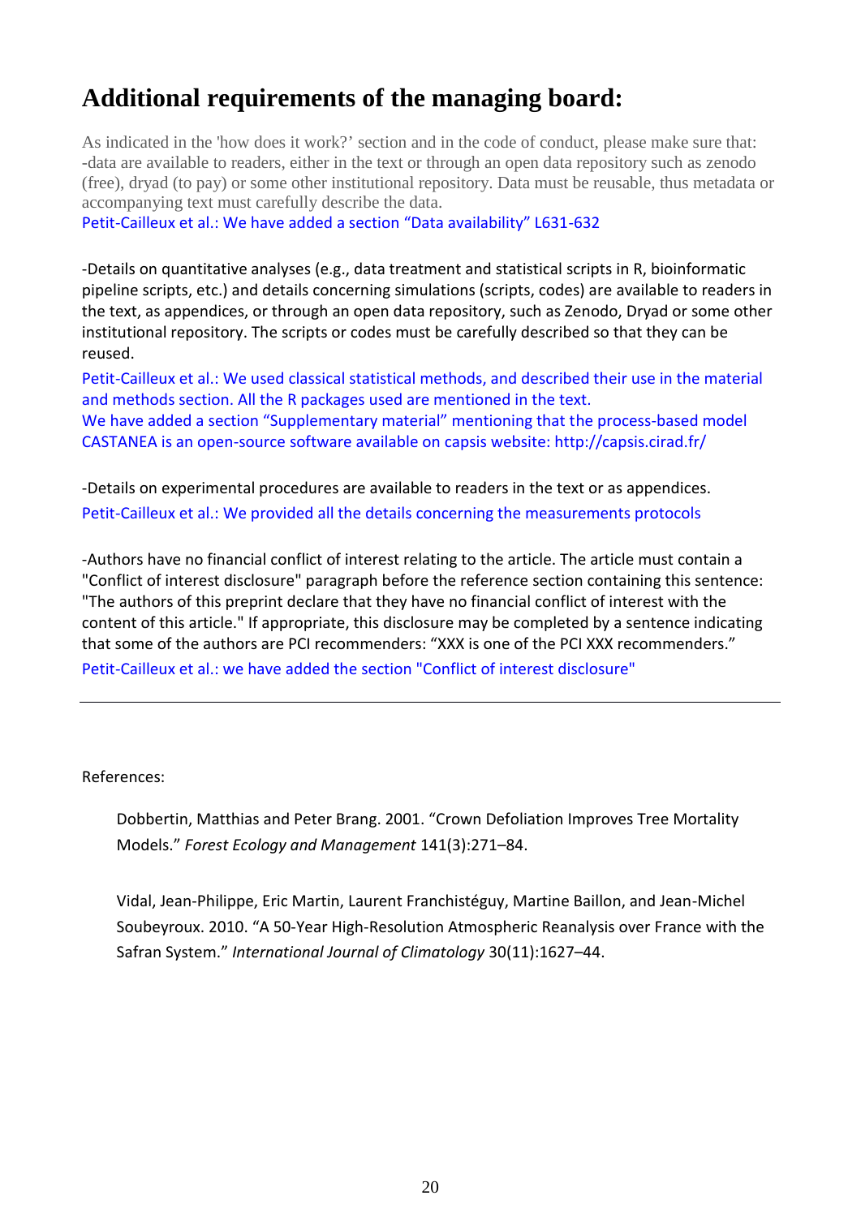# Additional requirements of the managing board:

As indicated in the 'how does it work?' section and in the code of conduct, please make sure that:
-data are available to readers, either in the text or through an open data repository such as zenodo (free), dryad (to pay) or some other institutional repository. Data must be reusable, thus metadata or accompanying text must carefully describe the data.

Petit-Cailleux et al.: We have added a section “Data availability” L631-632

-Details on quantitative analyses (e.g., data treatment and statistical scripts in R, bioinformatic pipeline scripts, etc.) and details concerning simulations (scripts, codes) are available to readers in the text, as appendices, or through an open data repository, such as Zenodo, Dryad or some other institutional repository. The scripts or codes must be carefully described so that they can be reused.

Petit-Cailleux et al.: We used classical statistical methods, and described their use in the material and methods section. All the R packages used are mentioned in the text.
We have added a section “Supplementary material” mentioning that the process-based model CASTANEA is an open-source software available on capsis website: http://capsis.cirad.fr/

-Details on experimental procedures are available to readers in the text or as appendices.

Petit-Cailleux et al.: We provided all the details concerning the measurements protocols

-Authors have no financial conflict of interest relating to the article. The article must contain a "Conflict of interest disclosure" paragraph before the reference section containing this sentence: "The authors of this preprint declare that they have no financial conflict of interest with the content of this article." If appropriate, this disclosure may be completed by a sentence indicating that some of the authors are PCI recommenders: “XXX is one of the PCI XXX recommenders.”

Petit-Cailleux et al.: we have added the section "Conflict of interest disclosure"

---

References:

Dobbertin, Matthias and Peter Brang. 2001. “Crown Defoliation Improves Tree Mortality Models.” *Forest Ecology and Management* 141(3):271–84.

Vidal, Jean-Philippe, Eric Martin, Laurent Franchistéguy, Martine Baillon, and Jean-Michel Soubeyroux. 2010. “A 50-Year High-Resolution Atmospheric Reanalysis over France with the Safran System.” *International Journal of Climatology* 30(11):1627–44.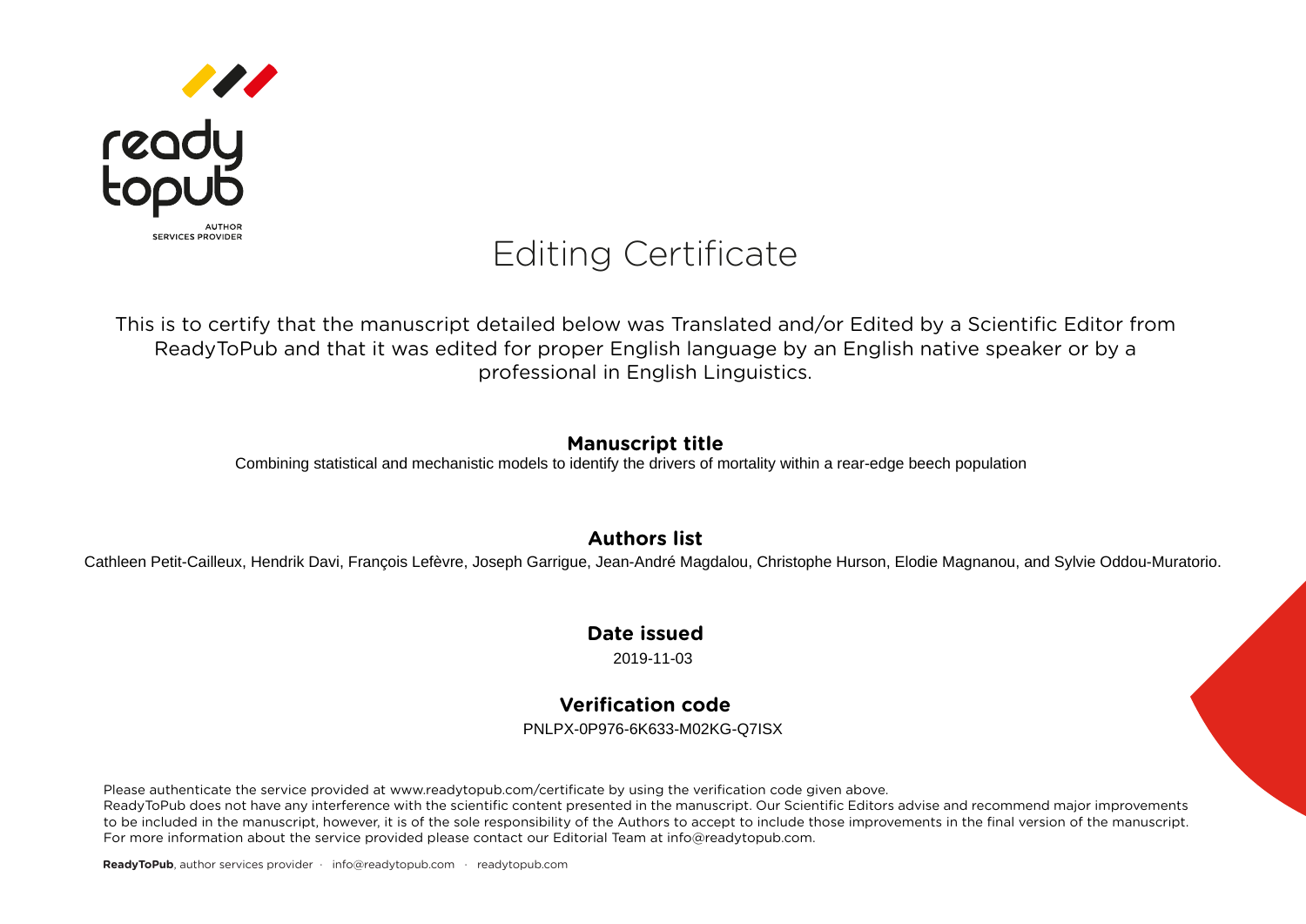ready
topub
AUTHOR
SERVICES PROVIDER

# Editing Certificate

This is to certify that the manuscript detailed below was Translated and/or Edited by a Scientific Editor from ReadyToPub and that it was edited for proper English language by an English native speaker or by a professional in English Linguistics.

**Manuscript title**

Combining statistical and mechanistic models to identify the drivers of mortality within a rear-edge beech population

**Authors list**

Cathleen Petit-Cailleux, Hendrik Davi, François Lefèvre, Joseph Garrigue, Jean-André Magdalou, Christophe Hurson, Elodie Magnanou, and Sylvie Oddou-Muratorio.

**Date issued**

2019-11-03

**Verification code**

PNLPX-0P976-6K633-M02KG-Q7ISX

Please authenticate the service provided at www.readytopub.com/certificate by using the verification code given above.
ReadyToPub does not have any interference with the scientific content presented in the manuscript. Our Scientific Editors advise and recommend major improvements to be included in the manuscript, however, it is of the sole responsibility of the Authors to accept to include those improvements in the final version of the manuscript.
For more information about the service provided please contact our Editorial Team at info@readytopub.com.

**ReadyToPub**, author services provider · info@readytopub.com · readytopub.com